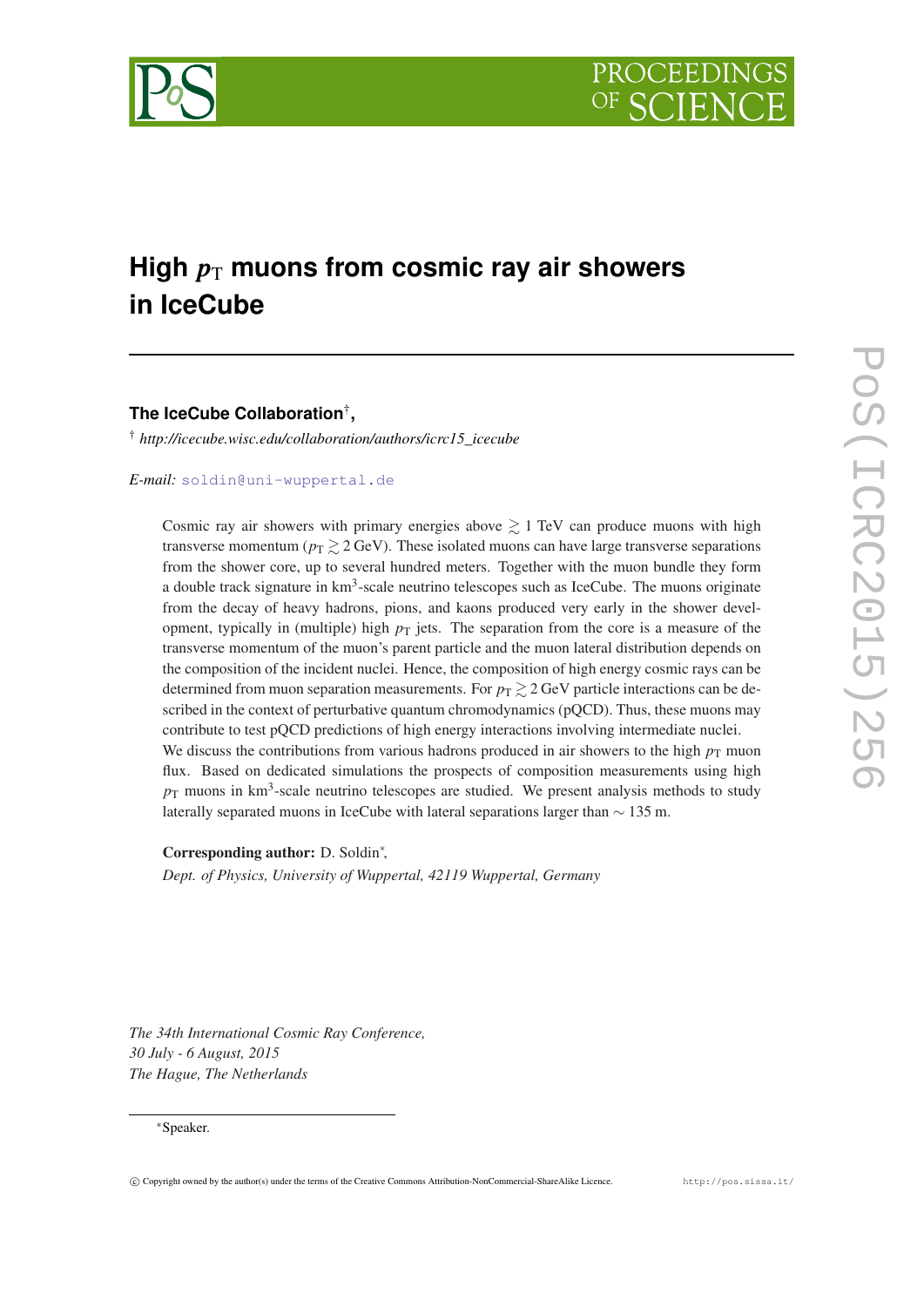# High $p_\mathrm{T}$ muons from cosmic ray air showers in IceCube

**The IceCube Collaboration**[†],

[†] *http://icecube.wisc.edu/collaboration/authors/icrc15_icecube*

*E-mail:* soldin@uni-wuppertal.de

Cosmic ray air showers with primary energies above $\gtrsim 1$ TeV can produce muons with high transverse momentum ($p_\mathrm{T} \gtrsim 2\,\mathrm{GeV}$). These isolated muons can have large transverse separations from the shower core, up to several hundred meters. Together with the muon bundle they form a double track signature in km$^3$-scale neutrino telescopes such as IceCube. The muons originate from the decay of heavy hadrons, pions, and kaons produced very early in the shower development, typically in (multiple) high $p_\mathrm{T}$ jets. The separation from the core is a measure of the transverse momentum of the muon's parent particle and the muon lateral distribution depends on the composition of the incident nuclei. Hence, the composition of high energy cosmic rays can be determined from muon separation measurements. For $p_\mathrm{T} \gtrsim 2\,\mathrm{GeV}$ particle interactions can be described in the context of perturbative quantum chromodynamics (pQCD). Thus, these muons may contribute to test pQCD predictions of high energy interactions involving intermediate nuclei.
We discuss the contributions from various hadrons produced in air showers to the high $p_\mathrm{T}$ muon flux. Based on dedicated simulations the prospects of composition measurements using high $p_\mathrm{T}$ muons in km$^3$-scale neutrino telescopes are studied. We present analysis methods to study laterally separated muons in IceCube with lateral separations larger than $\sim 135$ m.

**Corresponding author:** D. Soldin[*],
*Dept. of Physics, University of Wuppertal, 42119 Wuppertal, Germany*

*The 34th International Cosmic Ray Conference,*
*30 July - 6 August, 2015*
*The Hague, The Netherlands*

[*]Speaker.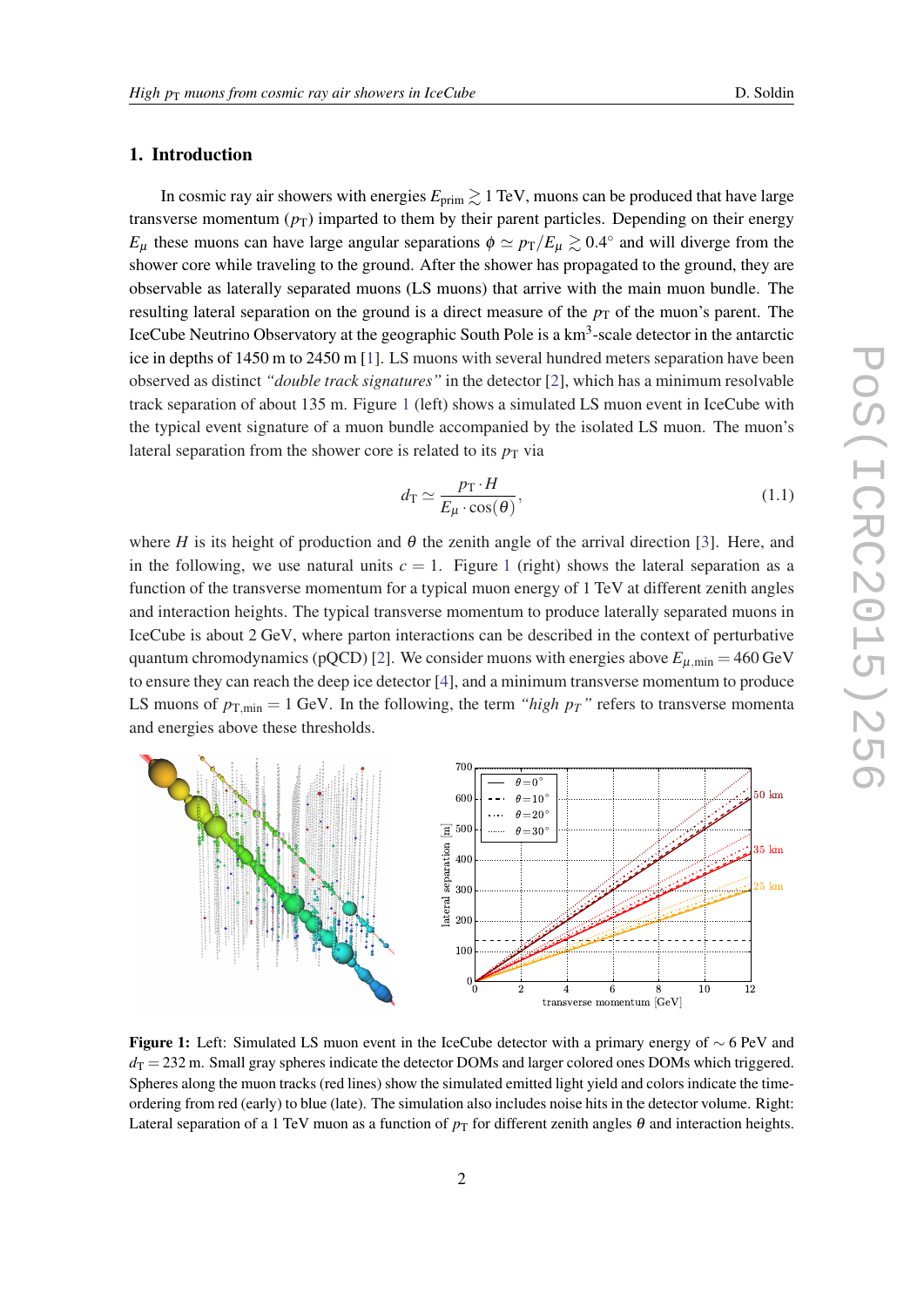## 1. Introduction

In cosmic ray air showers with energies $E_{\text{prim}} \gtrsim 1$ TeV, muons can be produced that have large transverse momentum ($p_{\text{T}}$) imparted to them by their parent particles. Depending on their energy $E_\mu$ these muons can have large angular separations $\phi \simeq p_{\text{T}}/E_\mu \gtrsim 0.4^\circ$ and will diverge from the shower core while traveling to the ground. After the shower has propagated to the ground, they are observable as laterally separated muons (LS muons) that arrive with the main muon bundle. The resulting lateral separation on the ground is a direct measure of the $p_{\text{T}}$ of the muon's parent. The IceCube Neutrino Observatory at the geographic South Pole is a km$^3$-scale detector in the antarctic ice in depths of 1450 m to 2450 m [1]. LS muons with several hundred meters separation have been observed as distinct *"double track signatures"* in the detector [2], which has a minimum resolvable track separation of about 135 m. Figure 1 (left) shows a simulated LS muon event in IceCube with the typical event signature of a muon bundle accompanied by the isolated LS muon. The muon's lateral separation from the shower core is related to its $p_{\text{T}}$ via

$$d_{\text{T}} \simeq \frac{p_{\text{T}} \cdot H}{E_\mu \cdot \cos(\theta)}, \tag{1.1}$$

where $H$ is its height of production and $\theta$ the zenith angle of the arrival direction [3]. Here, and in the following, we use natural units $c = 1$. Figure 1 (right) shows the lateral separation as a function of the transverse momentum for a typical muon energy of 1 TeV at different zenith angles and interaction heights. The typical transverse momentum to produce laterally separated muons in IceCube is about 2 GeV, where parton interactions can be described in the context of perturbative quantum chromodynamics (pQCD) [2]. We consider muons with energies above $E_{\mu,\text{min}} = 460$ GeV to ensure they can reach the deep ice detector [4], and a minimum transverse momentum to produce LS muons of $p_{\text{T,min}} = 1$ GeV. In the following, the term *"high $p_T$"* refers to transverse momenta and energies above these thresholds.

**Figure 1:** Left: Simulated LS muon event in the IceCube detector with a primary energy of $\sim 6$ PeV and $d_{\text{T}} = 232$ m. Small gray spheres indicate the detector DOMs and larger colored ones DOMs which triggered. Spheres along the muon tracks (red lines) show the simulated emitted light yield and colors indicate the time-ordering from red (early) to blue (late). The simulation also includes noise hits in the detector volume. Right: Lateral separation of a 1 TeV muon as a function of $p_{\text{T}}$ for different zenith angles $\theta$ and interaction heights.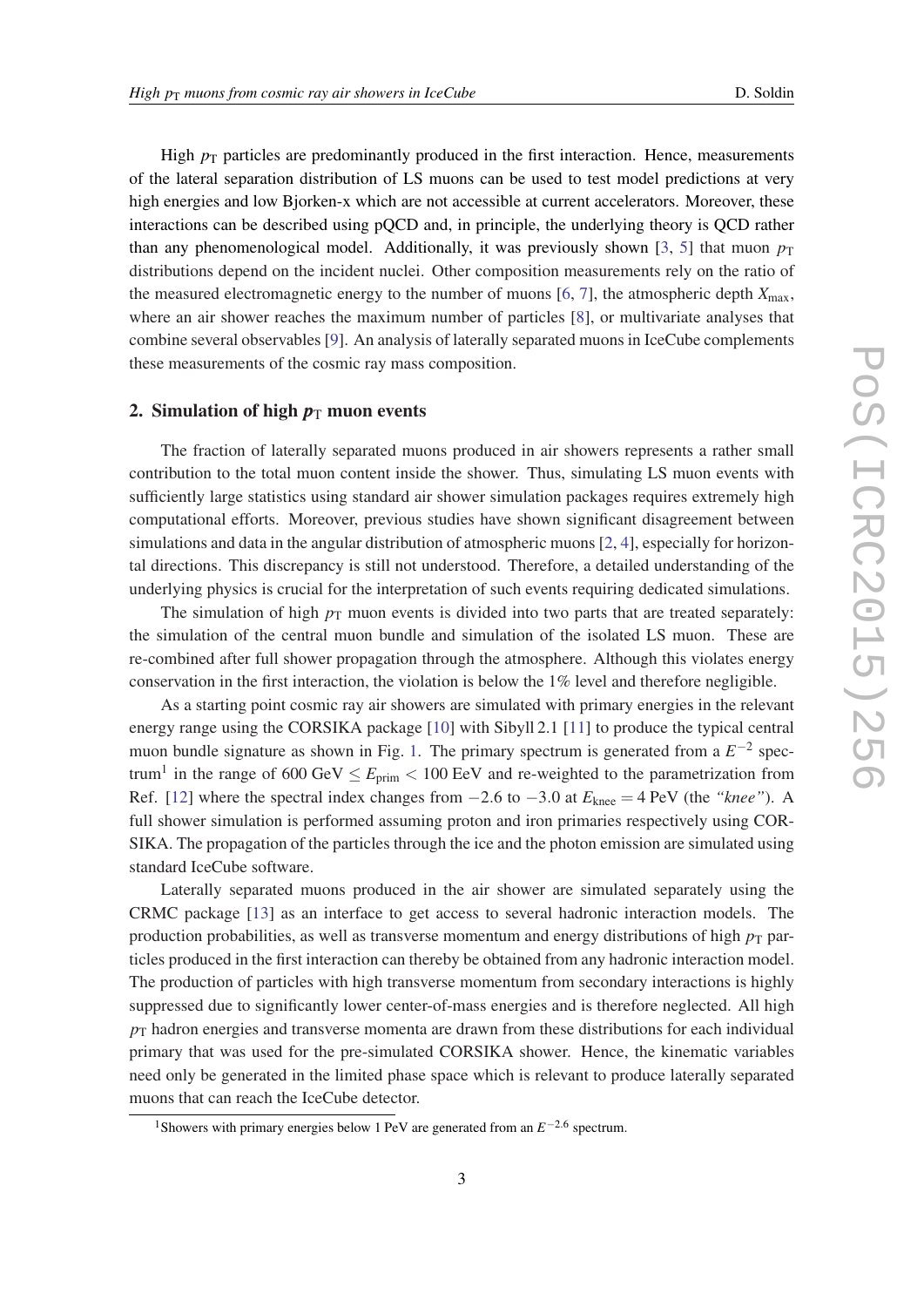High $p_T$ particles are predominantly produced in the first interaction. Hence, measurements of the lateral separation distribution of LS muons can be used to test model predictions at very high energies and low Bjorken-x which are not accessible at current accelerators. Moreover, these interactions can be described using pQCD and, in principle, the underlying theory is QCD rather than any phenomenological model. Additionally, it was previously shown [3, 5] that muon $p_T$ distributions depend on the incident nuclei. Other composition measurements rely on the ratio of the measured electromagnetic energy to the number of muons [6, 7], the atmospheric depth $X_{max}$, where an air shower reaches the maximum number of particles [8], or multivariate analyses that combine several observables [9]. An analysis of laterally separated muons in IceCube complements these measurements of the cosmic ray mass composition.

## 2. Simulation of high $p_T$ muon events

The fraction of laterally separated muons produced in air showers represents a rather small contribution to the total muon content inside the shower. Thus, simulating LS muon events with sufficiently large statistics using standard air shower simulation packages requires extremely high computational efforts. Moreover, previous studies have shown significant disagreement between simulations and data in the angular distribution of atmospheric muons [2, 4], especially for horizontal directions. This discrepancy is still not understood. Therefore, a detailed understanding of the underlying physics is crucial for the interpretation of such events requiring dedicated simulations.

The simulation of high $p_T$ muon events is divided into two parts that are treated separately: the simulation of the central muon bundle and simulation of the isolated LS muon. These are re-combined after full shower propagation through the atmosphere. Although this violates energy conservation in the first interaction, the violation is below the 1% level and therefore negligible.

As a starting point cosmic ray air showers are simulated with primary energies in the relevant energy range using the CORSIKA package [10] with Sibyll 2.1 [11] to produce the typical central muon bundle signature as shown in Fig. 1. The primary spectrum is generated from a $E^{-2}$ spectrum[1] in the range of 600 GeV $\leq E_{prim} <$ 100 EeV and re-weighted to the parametrization from Ref. [12] where the spectral index changes from $-2.6$ to $-3.0$ at $E_{knee} = 4$ PeV (the *"knee"*). A full shower simulation is performed assuming proton and iron primaries respectively using CORSIKA. The propagation of the particles through the ice and the photon emission are simulated using standard IceCube software.

Laterally separated muons produced in the air shower are simulated separately using the CRMC package [13] as an interface to get access to several hadronic interaction models. The production probabilities, as well as transverse momentum and energy distributions of high $p_T$ particles produced in the first interaction can thereby be obtained from any hadronic interaction model. The production of particles with high transverse momentum from secondary interactions is highly suppressed due to significantly lower center-of-mass energies and is therefore neglected. All high $p_T$ hadron energies and transverse momenta are drawn from these distributions for each individual primary that was used for the pre-simulated CORSIKA shower. Hence, the kinematic variables need only be generated in the limited phase space which is relevant to produce laterally separated muons that can reach the IceCube detector.

[1] Showers with primary energies below 1 PeV are generated from an $E^{-2.6}$ spectrum.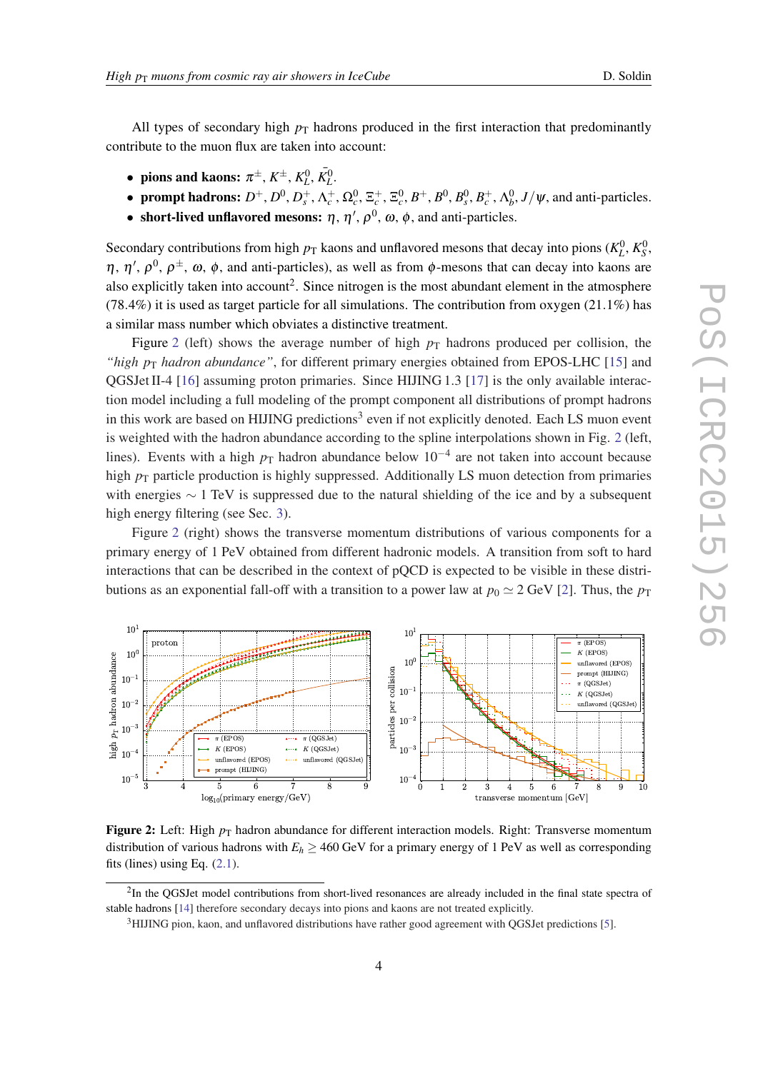All types of secondary high $p_T$ hadrons produced in the first interaction that predominantly contribute to the muon flux are taken into account:

- **pions and kaons:** $\pi^{\pm}$, $K^{\pm}$, $K^0_L$, $\bar{K}^0_L$.
- **prompt hadrons:** $D^+$, $D^0$, $D^+_s$, $\Lambda^+_c$, $\Omega^0_c$, $\Xi^+_c$, $\Xi^0_c$, $B^+$, $B^0$, $B^0_s$, $B^+_c$, $\Lambda^0_b$, $J/\psi$, and anti-particles.
- **short-lived unflavored mesons:** $\eta$, $\eta'$, $\rho^0$, $\omega$, $\phi$, and anti-particles.

Secondary contributions from high $p_T$ kaons and unflavored mesons that decay into pions ($K^0_L$, $K^0_S$, $\eta$, $\eta'$, $\rho^0$, $\rho^{\pm}$, $\omega$, $\phi$, and anti-particles), as well as from $\phi$-mesons that can decay into kaons are also explicitly taken into account[2]. Since nitrogen is the most abundant element in the atmosphere (78.4%) it is used as target particle for all simulations. The contribution from oxygen (21.1%) has a similar mass number which obviates a distinctive treatment.

Figure 2 (left) shows the average number of high $p_T$ hadrons produced per collision, the *"high $p_T$ hadron abundance"*, for different primary energies obtained from EPOS-LHC [15] and QGSJet II-4 [16] assuming proton primaries. Since HIJING 1.3 [17] is the only available interaction model including a full modeling of the prompt component all distributions of prompt hadrons in this work are based on HIJING predictions[3] even if not explicitly denoted. Each LS muon event is weighted with the hadron abundance according to the spline interpolations shown in Fig. 2 (left, lines). Events with a high $p_T$ hadron abundance below $10^{-4}$ are not taken into account because high $p_T$ particle production is highly suppressed. Additionally LS muon detection from primaries with energies $\sim 1$ TeV is suppressed due to the natural shielding of the ice and by a subsequent high energy filtering (see Sec. 3).

Figure 2 (right) shows the transverse momentum distributions of various components for a primary energy of 1 PeV obtained from different hadronic models. A transition from soft to hard interactions that can be described in the context of pQCD is expected to be visible in these distributions as an exponential fall-off with a transition to a power law at $p_0 \simeq 2$ GeV [2]. Thus, the $p_T$

**Figure 2:** Left: High $p_T$ hadron abundance for different interaction models. Right: Transverse momentum distribution of various hadrons with $E_h \geq 460$ GeV for a primary energy of 1 PeV as well as corresponding fits (lines) using Eq. (2.1).

[2] In the QGSJet model contributions from short-lived resonances are already included in the final state spectra of stable hadrons [14] therefore secondary decays into pions and kaons are not treated explicitly.

[3] HIJING pion, kaon, and unflavored distributions have rather good agreement with QGSJet predictions [5].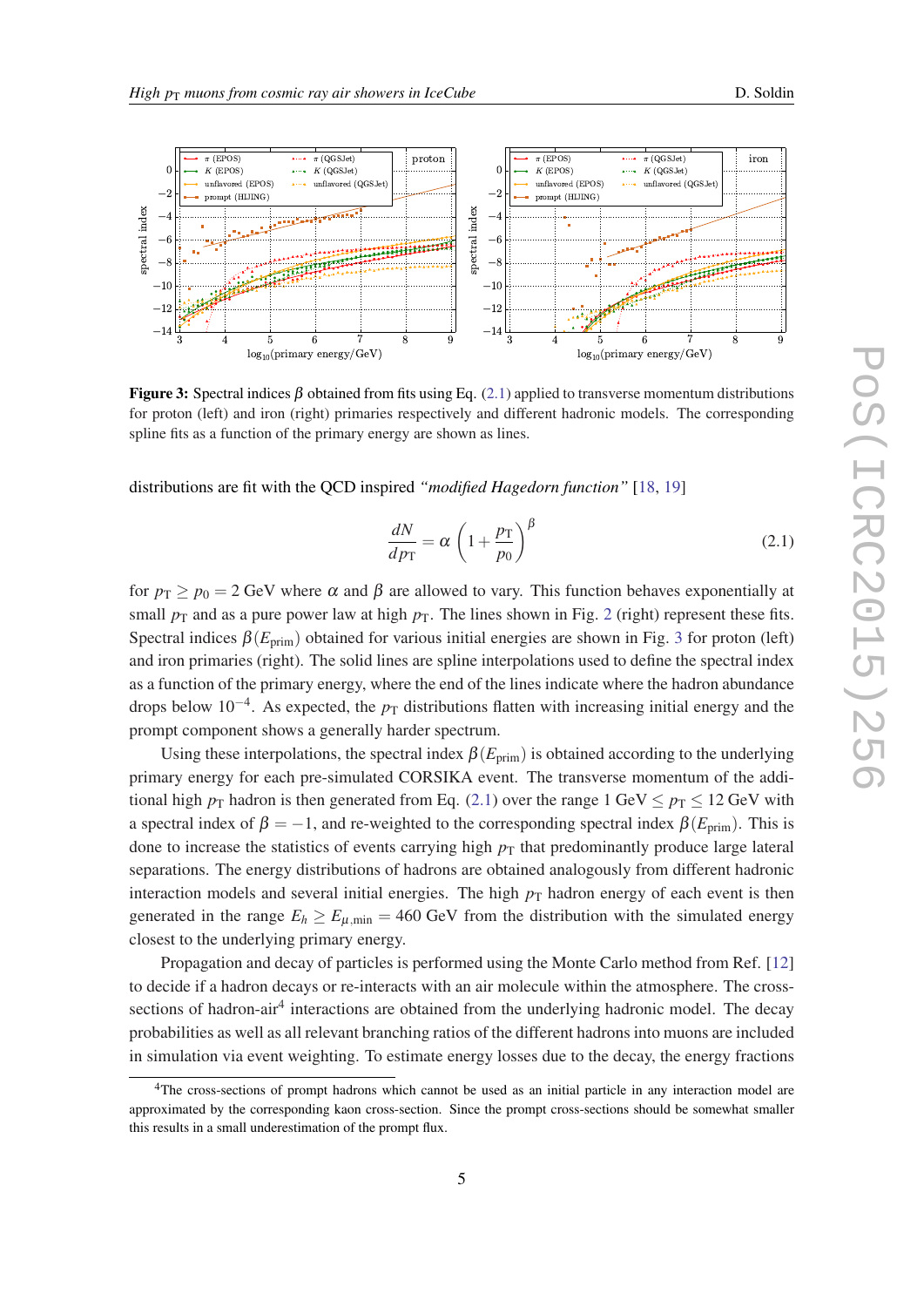**Figure 3:** Spectral indices $\beta$ obtained from fits using Eq. (2.1) applied to transverse momentum distributions for proton (left) and iron (right) primaries respectively and different hadronic models. The corresponding spline fits as a function of the primary energy are shown as lines.

distributions are fit with the QCD inspired *"modified Hagedorn function"* [18, 19]

$$\frac{dN}{dp_{\mathrm{T}}} = \alpha \left(1 + \frac{p_{\mathrm{T}}}{p_0}\right)^{\beta} \tag{2.1}$$

for $p_{\mathrm{T}} \geq p_0 = 2$ GeV where $\alpha$ and $\beta$ are allowed to vary. This function behaves exponentially at small $p_{\mathrm{T}}$ and as a pure power law at high $p_{\mathrm{T}}$. The lines shown in Fig. 2 (right) represent these fits. Spectral indices $\beta(E_{\mathrm{prim}})$ obtained for various initial energies are shown in Fig. 3 for proton (left) and iron primaries (right). The solid lines are spline interpolations used to define the spectral index as a function of the primary energy, where the end of the lines indicate where the hadron abundance drops below $10^{-4}$. As expected, the $p_{\mathrm{T}}$ distributions flatten with increasing initial energy and the prompt component shows a generally harder spectrum.

Using these interpolations, the spectral index $\beta(E_{\mathrm{prim}})$ is obtained according to the underlying primary energy for each pre-simulated CORSIKA event. The transverse momentum of the additional high $p_{\mathrm{T}}$ hadron is then generated from Eq. (2.1) over the range 1 GeV $\leq p_{\mathrm{T}} \leq$ 12 GeV with a spectral index of $\beta = -1$, and re-weighted to the corresponding spectral index $\beta(E_{\mathrm{prim}})$. This is done to increase the statistics of events carrying high $p_{\mathrm{T}}$ that predominantly produce large lateral separations. The energy distributions of hadrons are obtained analogously from different hadronic interaction models and several initial energies. The high $p_{\mathrm{T}}$ hadron energy of each event is then generated in the range $E_h \geq E_{\mu,\mathrm{min}} = 460$ GeV from the distribution with the simulated energy closest to the underlying primary energy.

Propagation and decay of particles is performed using the Monte Carlo method from Ref. [12] to decide if a hadron decays or re-interacts with an air molecule within the atmosphere. The cross-sections of hadron-air[4] interactions are obtained from the underlying hadronic model. The decay probabilities as well as all relevant branching ratios of the different hadrons into muons are included in simulation via event weighting. To estimate energy losses due to the decay, the energy fractions

[4] The cross-sections of prompt hadrons which cannot be used as an initial particle in any interaction model are approximated by the corresponding kaon cross-section. Since the prompt cross-sections should be somewhat smaller this results in a small underestimation of the prompt flux.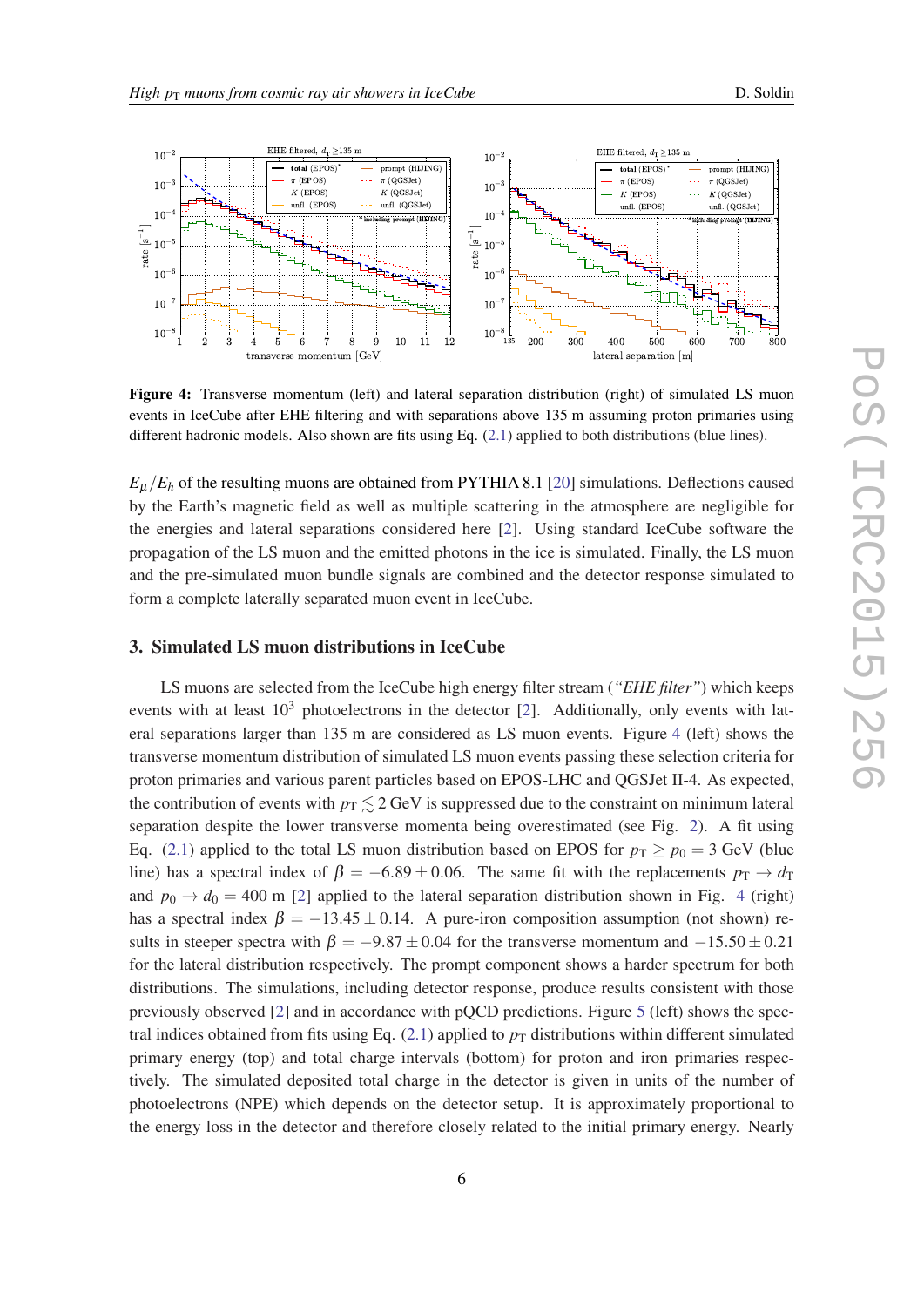**Figure 4:** Transverse momentum (left) and lateral separation distribution (right) of simulated LS muon events in IceCube after EHE filtering and with separations above 135 m assuming proton primaries using different hadronic models. Also shown are fits using Eq. (2.1) applied to both distributions (blue lines).

$E_\mu/E_h$ of the resulting muons are obtained from PYTHIA 8.1 [20] simulations. Deflections caused by the Earth's magnetic field as well as multiple scattering in the atmosphere are negligible for the energies and lateral separations considered here [2]. Using standard IceCube software the propagation of the LS muon and the emitted photons in the ice is simulated. Finally, the LS muon and the pre-simulated muon bundle signals are combined and the detector response simulated to form a complete laterally separated muon event in IceCube.

## 3. Simulated LS muon distributions in IceCube

LS muons are selected from the IceCube high energy filter stream (*"EHE filter"*) which keeps events with at least $10^3$ photoelectrons in the detector [2]. Additionally, only events with lateral separations larger than 135 m are considered as LS muon events. Figure 4 (left) shows the transverse momentum distribution of simulated LS muon events passing these selection criteria for proton primaries and various parent particles based on EPOS-LHC and QGSJet II-4. As expected, the contribution of events with $p_\mathrm{T} \lesssim 2$ GeV is suppressed due to the constraint on minimum lateral separation despite the lower transverse momenta being overestimated (see Fig. 2). A fit using Eq. (2.1) applied to the total LS muon distribution based on EPOS for $p_\mathrm{T} \geq p_0 = 3$ GeV (blue line) has a spectral index of $\beta = -6.89 \pm 0.06$. The same fit with the replacements $p_\mathrm{T} \to d_\mathrm{T}$ and $p_0 \to d_0 = 400$ m [2] applied to the lateral separation distribution shown in Fig. 4 (right) has a spectral index $\beta = -13.45 \pm 0.14$. A pure-iron composition assumption (not shown) results in steeper spectra with $\beta = -9.87 \pm 0.04$ for the transverse momentum and $-15.50 \pm 0.21$ for the lateral distribution respectively. The prompt component shows a harder spectrum for both distributions. The simulations, including detector response, produce results consistent with those previously observed [2] and in accordance with pQCD predictions. Figure 5 (left) shows the spectral indices obtained from fits using Eq. (2.1) applied to $p_\mathrm{T}$ distributions within different simulated primary energy (top) and total charge intervals (bottom) for proton and iron primaries respectively. The simulated deposited total charge in the detector is given in units of the number of photoelectrons (NPE) which depends on the detector setup. It is approximately proportional to the energy loss in the detector and therefore closely related to the initial primary energy. Nearly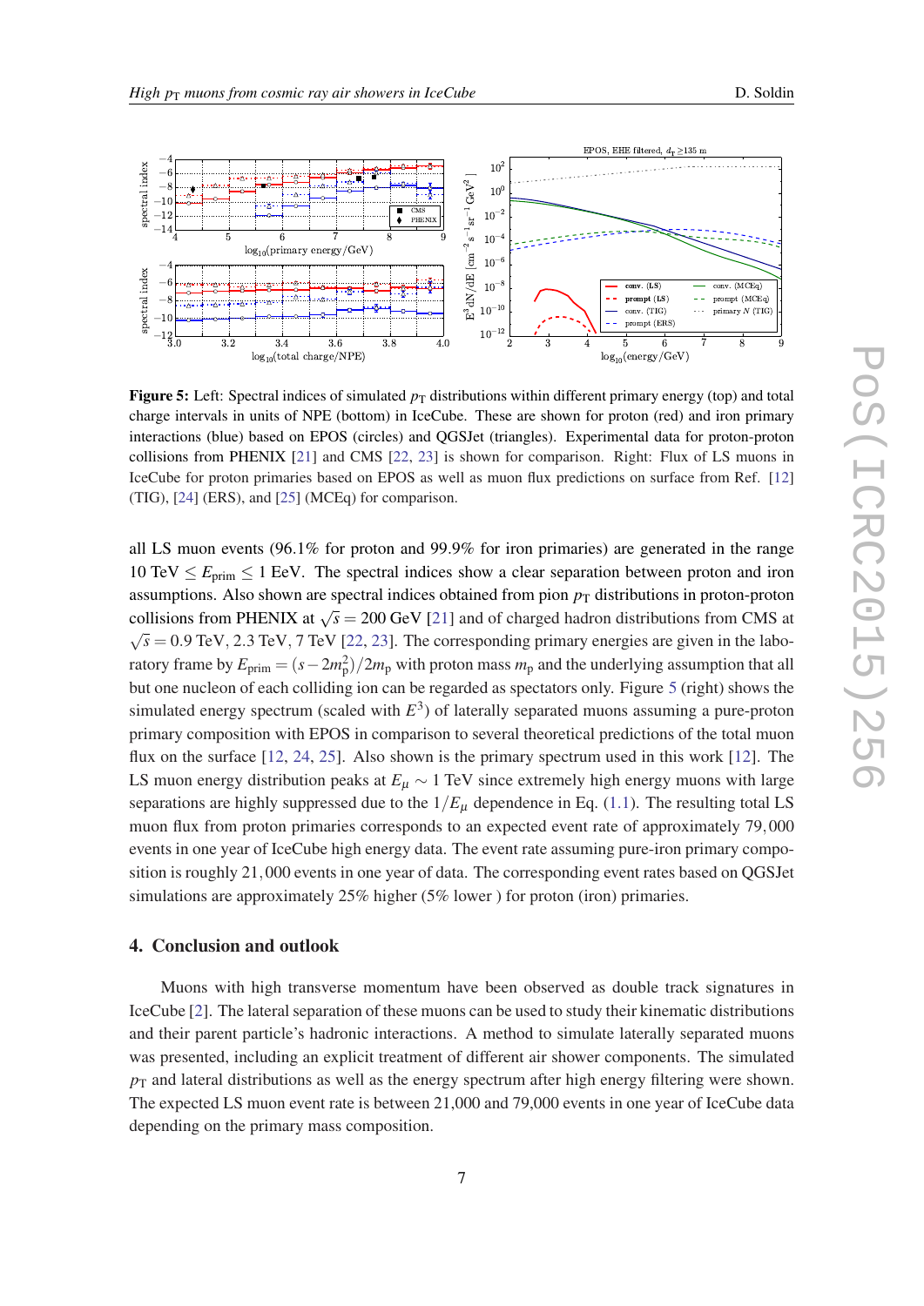**Figure 5:** Left: Spectral indices of simulated $p_T$ distributions within different primary energy (top) and total charge intervals in units of NPE (bottom) in IceCube. These are shown for proton (red) and iron primary interactions (blue) based on EPOS (circles) and QGSJet (triangles). Experimental data for proton-proton collisions from PHENIX [21] and CMS [22, 23] is shown for comparison. Right: Flux of LS muons in IceCube for proton primaries based on EPOS as well as muon flux predictions on surface from Ref. [12] (TIG), [24] (ERS), and [25] (MCEq) for comparison.

all LS muon events (96.1% for proton and 99.9% for iron primaries) are generated in the range 10 TeV $\leq E_{\text{prim}} \leq$ 1 EeV. The spectral indices show a clear separation between proton and iron assumptions. Also shown are spectral indices obtained from pion $p_T$ distributions in proton-proton collisions from PHENIX at $\sqrt{s} = 200$ GeV [21] and of charged hadron distributions from CMS at $\sqrt{s} = 0.9$ TeV, 2.3 TeV, 7 TeV [22, 23]. The corresponding primary energies are given in the laboratory frame by $E_{\text{prim}} = (s - 2m_p^2)/2m_p$ with proton mass $m_p$ and the underlying assumption that all but one nucleon of each colliding ion can be regarded as spectators only. Figure 5 (right) shows the simulated energy spectrum (scaled with $E^3$) of laterally separated muons assuming a pure-proton primary composition with EPOS in comparison to several theoretical predictions of the total muon flux on the surface [12, 24, 25]. Also shown is the primary spectrum used in this work [12]. The LS muon energy distribution peaks at $E_\mu \sim 1$ TeV since extremely high energy muons with large separations are highly suppressed due to the $1/E_\mu$ dependence in Eq. (1.1). The resulting total LS muon flux from proton primaries corresponds to an expected event rate of approximately 79,000 events in one year of IceCube high energy data. The event rate assuming pure-iron primary composition is roughly 21,000 events in one year of data. The corresponding event rates based on QGSJet simulations are approximately 25% higher (5% lower ) for proton (iron) primaries.

## 4. Conclusion and outlook

Muons with high transverse momentum have been observed as double track signatures in IceCube [2]. The lateral separation of these muons can be used to study their kinematic distributions and their parent particle's hadronic interactions. A method to simulate laterally separated muons was presented, including an explicit treatment of different air shower components. The simulated $p_T$ and lateral distributions as well as the energy spectrum after high energy filtering were shown. The expected LS muon event rate is between 21,000 and 79,000 events in one year of IceCube data depending on the primary mass composition.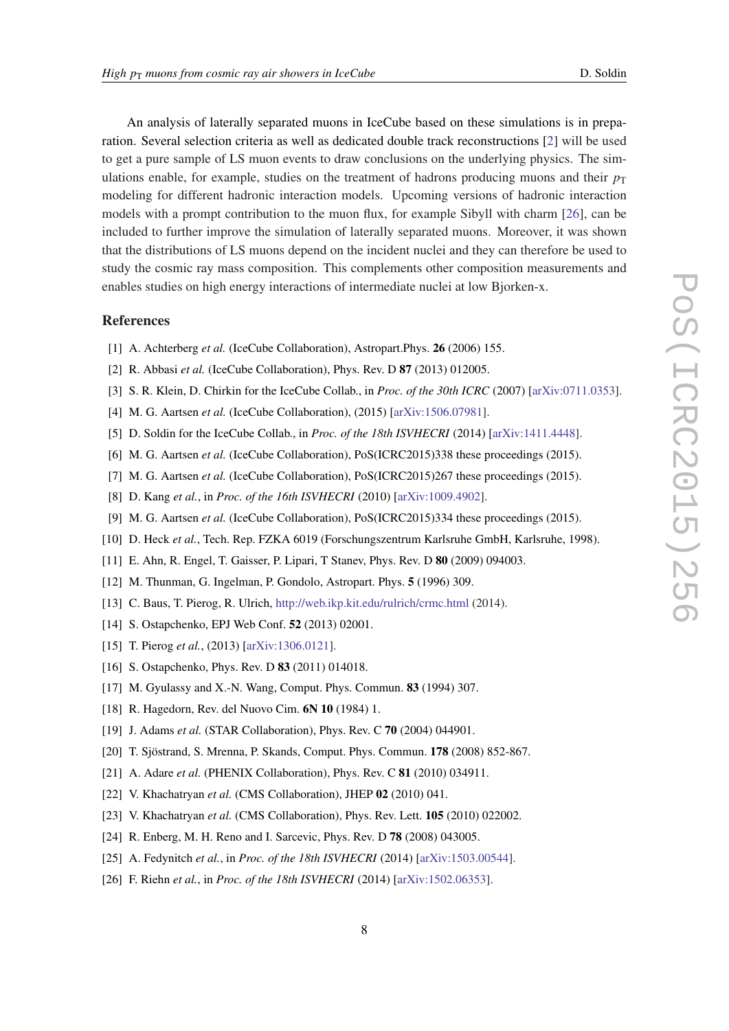An analysis of laterally separated muons in IceCube based on these simulations is in preparation. Several selection criteria as well as dedicated double track reconstructions [2] will be used to get a pure sample of LS muon events to draw conclusions on the underlying physics. The simulations enable, for example, studies on the treatment of hadrons producing muons and their $p_{\mathrm{T}}$ modeling for different hadronic interaction models. Upcoming versions of hadronic interaction models with a prompt contribution to the muon flux, for example Sibyll with charm [26], can be included to further improve the simulation of laterally separated muons. Moreover, it was shown that the distributions of LS muons depend on the incident nuclei and they can therefore be used to study the cosmic ray mass composition. This complements other composition measurements and enables studies on high energy interactions of intermediate nuclei at low Bjorken-x.

## References

[1] A. Achterberg *et al.* (IceCube Collaboration), Astropart.Phys. **26** (2006) 155.

[2] R. Abbasi *et al.* (IceCube Collaboration), Phys. Rev. D **87** (2013) 012005.

[3] S. R. Klein, D. Chirkin for the IceCube Collab., in *Proc. of the 30th ICRC* (2007) [arXiv:0711.0353].

[4] M. G. Aartsen *et al.* (IceCube Collaboration), (2015) [arXiv:1506.07981].

[5] D. Soldin for the IceCube Collab., in *Proc. of the 18th ISVHECRI* (2014) [arXiv:1411.4448].

[6] M. G. Aartsen *et al.* (IceCube Collaboration), PoS(ICRC2015)338 these proceedings (2015).

[7] M. G. Aartsen *et al.* (IceCube Collaboration), PoS(ICRC2015)267 these proceedings (2015).

[8] D. Kang *et al.*, in *Proc. of the 16th ISVHECRI* (2010) [arXiv:1009.4902].

[9] M. G. Aartsen *et al.* (IceCube Collaboration), PoS(ICRC2015)334 these proceedings (2015).

[10] D. Heck *et al.*, Tech. Rep. FZKA 6019 (Forschungszentrum Karlsruhe GmbH, Karlsruhe, 1998).

[11] E. Ahn, R. Engel, T. Gaisser, P. Lipari, T Stanev, Phys. Rev. D **80** (2009) 094003.

[12] M. Thunman, G. Ingelman, P. Gondolo, Astropart. Phys. **5** (1996) 309.

[13] C. Baus, T. Pierog, R. Ulrich, http://web.ikp.kit.edu/rulrich/crmc.html (2014).

[14] S. Ostapchenko, EPJ Web Conf. **52** (2013) 02001.

[15] T. Pierog *et al.*, (2013) [arXiv:1306.0121].

[16] S. Ostapchenko, Phys. Rev. D **83** (2011) 014018.

[17] M. Gyulassy and X.-N. Wang, Comput. Phys. Commun. **83** (1994) 307.

[18] R. Hagedorn, Rev. del Nuovo Cim. **6N 10** (1984) 1.

[19] J. Adams *et al.* (STAR Collaboration), Phys. Rev. C **70** (2004) 044901.

[20] T. Sjöstrand, S. Mrenna, P. Skands, Comput. Phys. Commun. **178** (2008) 852-867.

[21] A. Adare *et al.* (PHENIX Collaboration), Phys. Rev. C **81** (2010) 034911.

[22] V. Khachatryan *et al.* (CMS Collaboration), JHEP **02** (2010) 041.

[23] V. Khachatryan *et al.* (CMS Collaboration), Phys. Rev. Lett. **105** (2010) 022002.

[24] R. Enberg, M. H. Reno and I. Sarcevic, Phys. Rev. D **78** (2008) 043005.

[25] A. Fedynitch *et al.*, in *Proc. of the 18th ISVHECRI* (2014) [arXiv:1503.00544].

[26] F. Riehn *et al.*, in *Proc. of the 18th ISVHECRI* (2014) [arXiv:1502.06353].